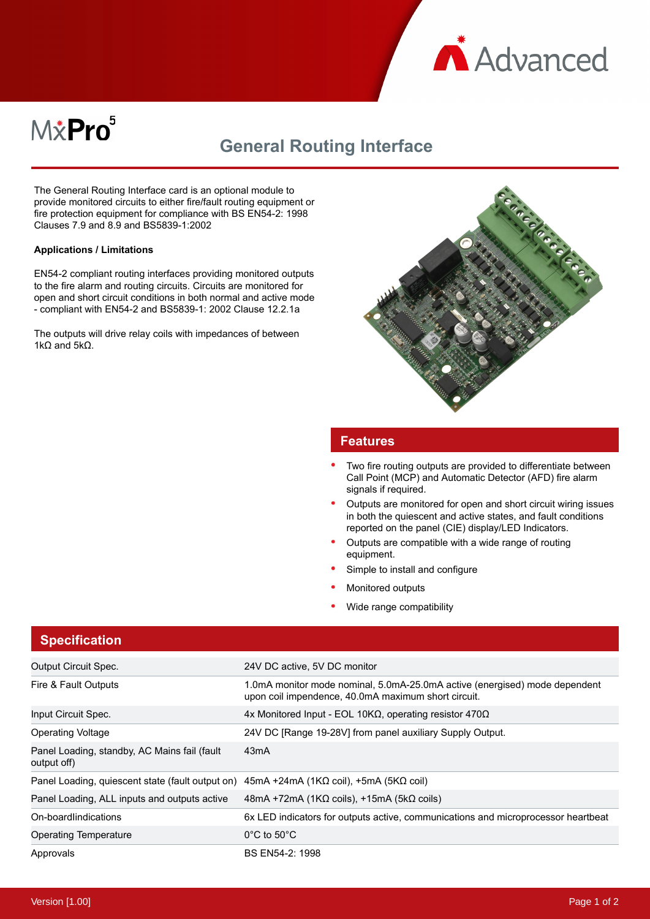MxPro 5

# General Routing Interface

The General Routing Interface card is an optional module to provide monitored circuits to either fire/fault routing equipment or fire protection equipment for compliance with BS EN54-2: 1998 Clauses 7.9 and 8.9 and BS5839-1:2002

**Applications / Limitations**

EN54-2 compliant routing interfaces providing monitored outputs to the fire alarm and routing circuits. Circuits are monitored for open and short circuit conditions in both normal and active mode - compliant with EN54-2 and BS5839-1: 2002 Clause 12.2.1a

The outputs will drive relay coils with impedances of between 1kΩ and 5kΩ.

## Features

- Two fire routing outputs are provided to differentiate between Call Point (MCP) and Automatic Detector (AFD) fire alarm signals if required.
- Outputs are monitored for open and short circuit wiring issues in both the quiescent and active states, and fault conditions reported on the panel (CIE) display/LED Indicators.
- Outputs are compatible with a wide range of routing equipment.
- Simple to install and configure
- Monitored outputs
- Wide range compatibility

## Specification

| | |
|---|---|
| Output Circuit Spec. | 24V DC active, 5V DC monitor |
| Fire & Fault Outputs | 1.0mA monitor mode nominal, 5.0mA-25.0mA active (energised) mode dependent upon coil impendence, 40.0mA maximum short circuit. |
| Input Circuit Spec. | 4x Monitored Input - EOL 10KΩ, operating resistor 470Ω |
| Operating Voltage | 24V DC [Range 19-28V] from panel auxiliary Supply Output. |
| Panel Loading, standby, AC Mains fail (fault output off) | 43mA |
| Panel Loading, quiescent state (fault output on) | 45mA +24mA (1KΩ coil), +5mA (5KΩ coil) |
| Panel Loading, ALL inputs and outputs active | 48mA +72mA (1KΩ coils), +15mA (5kΩ coils) |
| On-boardlindications | 6x LED indicators for outputs active, communications and microprocessor heartbeat |
| Operating Temperature | 0°C to 50°C |
| Approvals | BS EN54-2: 1998 |

Version [1.00]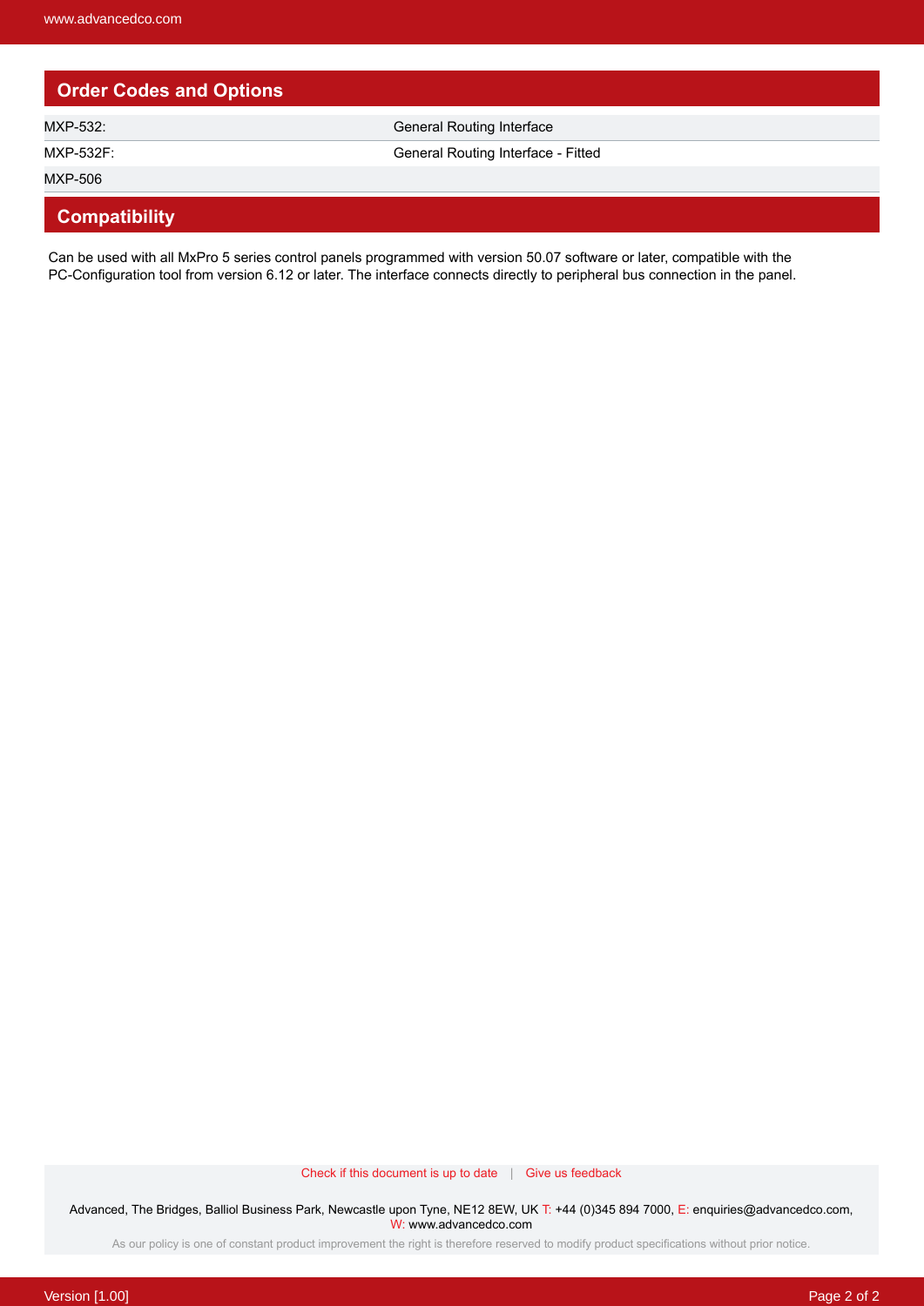## Order Codes and Options

| | |
|---|---|
| MXP-532: | General Routing Interface |
| MXP-532F: | General Routing Interface - Fitted |
| MXP-506 | |

## Compatibility

Can be used with all MxPro 5 series control panels programmed with version 50.07 software or later, compatible with the PC-Configuration tool from version 6.12 or later. The interface connects directly to peripheral bus connection in the panel.

Check if this document is up to date | Give us feedback

Advanced, The Bridges, Balliol Business Park, Newcastle upon Tyne, NE12 8EW, UK T: +44 (0)345 894 7000, E: enquiries@advancedco.com, W: www.advancedco.com

As our policy is one of constant product improvement the right is therefore reserved to modify product specifications without prior notice.

Version [1.00]